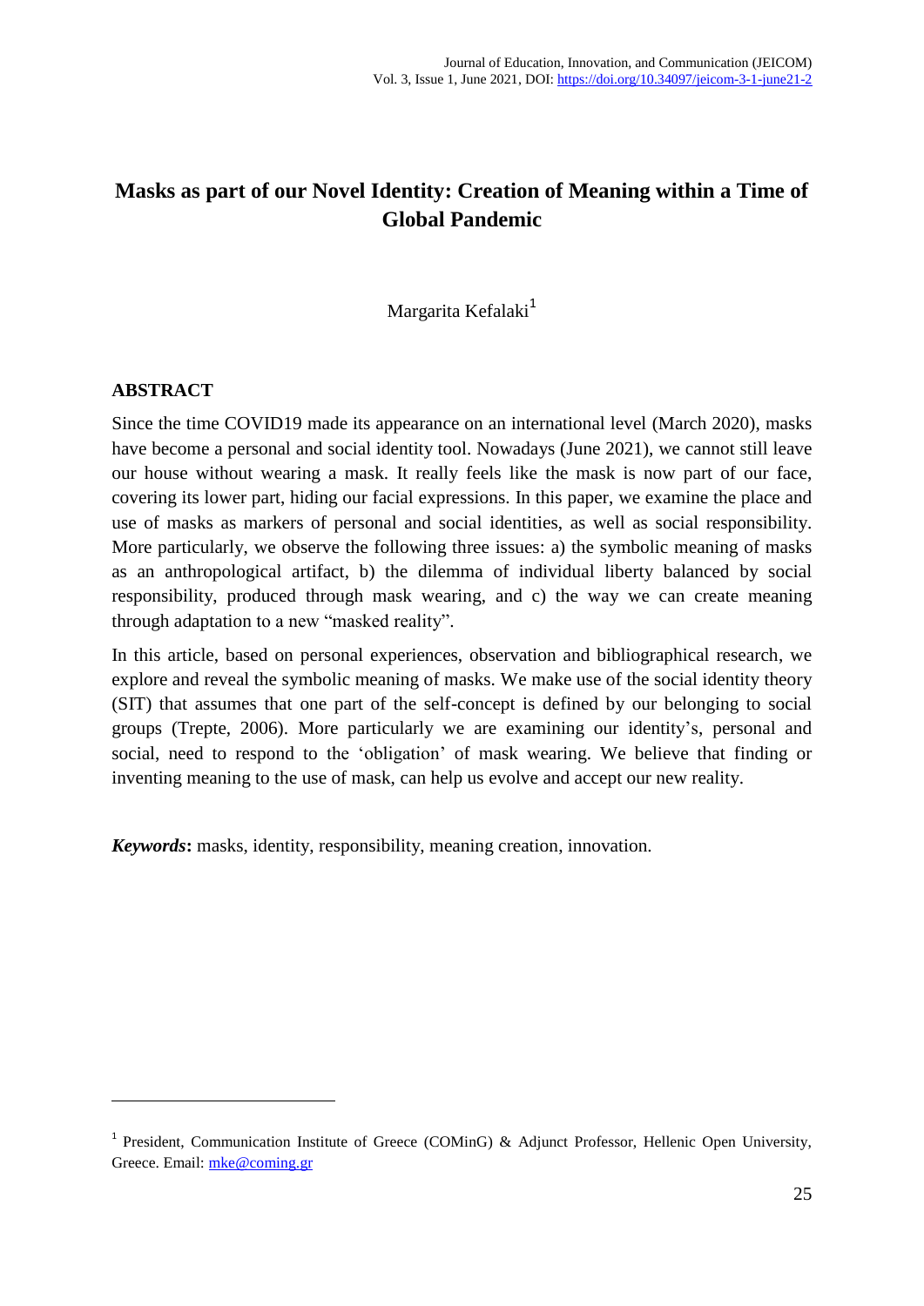# Masks as part of our Novel Identity: Creation of Meaning within a Time of Global Pandemic

Margarita Kefalaki[1]

## ABSTRACT

Since the time COVID19 made its appearance on an international level (March 2020), masks have become a personal and social identity tool. Nowadays (June 2021), we cannot still leave our house without wearing a mask. It really feels like the mask is now part of our face, covering its lower part, hiding our facial expressions. In this paper, we examine the place and use of masks as markers of personal and social identities, as well as social responsibility. More particularly, we observe the following three issues: a) the symbolic meaning of masks as an anthropological artifact, b) the dilemma of individual liberty balanced by social responsibility, produced through mask wearing, and c) the way we can create meaning through adaptation to a new "masked reality".

In this article, based on personal experiences, observation and bibliographical research, we explore and reveal the symbolic meaning of masks. We make use of the social identity theory (SIT) that assumes that one part of the self-concept is defined by our belonging to social groups (Trepte, 2006). More particularly we are examining our identity's, personal and social, need to respond to the 'obligation' of mask wearing. We believe that finding or inventing meaning to the use of mask, can help us evolve and accept our new reality.

***Keywords*:** masks, identity, responsibility, meaning creation, innovation.

---

[1] President, Communication Institute of Greece (COMinG) & Adjunct Professor, Hellenic Open University, Greece. Email: mke@coming.gr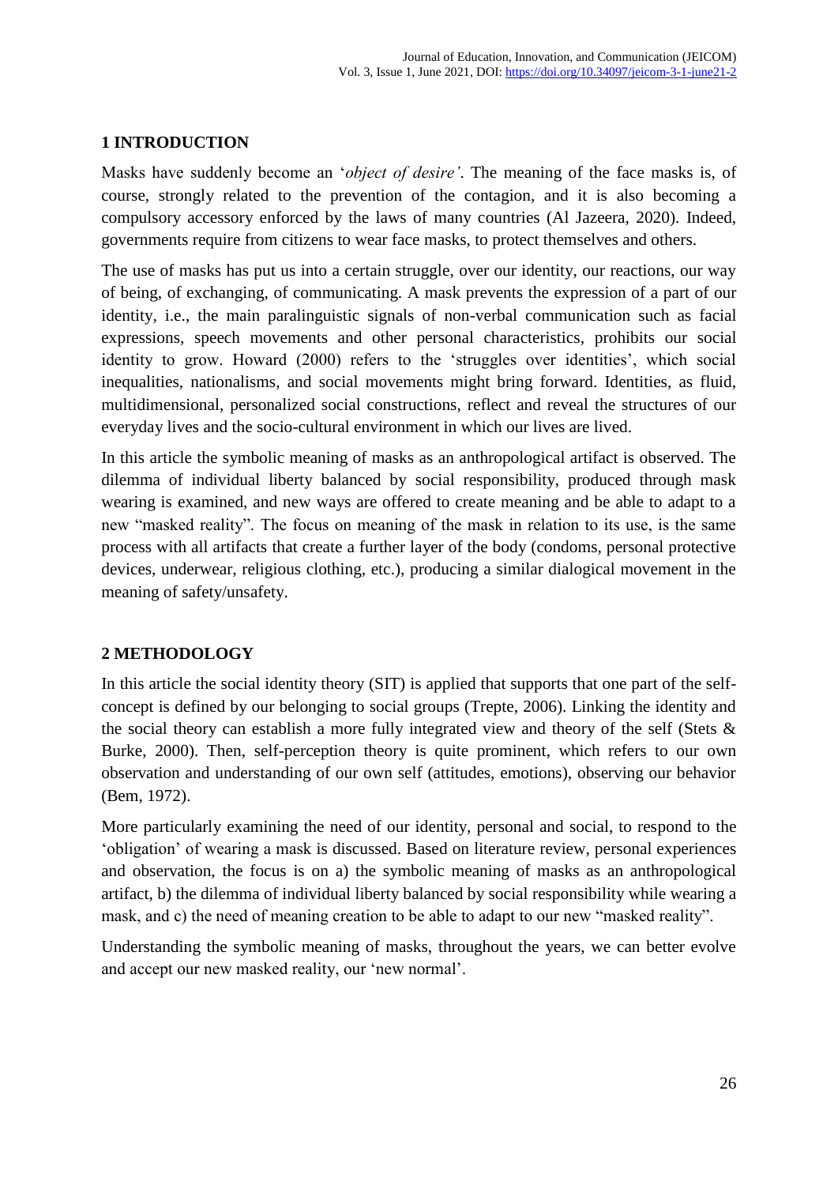## 1 INTRODUCTION

Masks have suddenly become an '*object of desire'*. The meaning of the face masks is, of course, strongly related to the prevention of the contagion, and it is also becoming a compulsory accessory enforced by the laws of many countries (Al Jazeera, 2020). Indeed, governments require from citizens to wear face masks, to protect themselves and others.

The use of masks has put us into a certain struggle, over our identity, our reactions, our way of being, of exchanging, of communicating. A mask prevents the expression of a part of our identity, i.e., the main paralinguistic signals of non-verbal communication such as facial expressions, speech movements and other personal characteristics, prohibits our social identity to grow. Howard (2000) refers to the 'struggles over identities', which social inequalities, nationalisms, and social movements might bring forward. Identities, as fluid, multidimensional, personalized social constructions, reflect and reveal the structures of our everyday lives and the socio-cultural environment in which our lives are lived.

In this article the symbolic meaning of masks as an anthropological artifact is observed. The dilemma of individual liberty balanced by social responsibility, produced through mask wearing is examined, and new ways are offered to create meaning and be able to adapt to a new "masked reality". The focus on meaning of the mask in relation to its use, is the same process with all artifacts that create a further layer of the body (condoms, personal protective devices, underwear, religious clothing, etc.), producing a similar dialogical movement in the meaning of safety/unsafety.

## 2 METHODOLOGY

In this article the social identity theory (SIT) is applied that supports that one part of the self-concept is defined by our belonging to social groups (Trepte, 2006). Linking the identity and the social theory can establish a more fully integrated view and theory of the self (Stets & Burke, 2000). Then, self-perception theory is quite prominent, which refers to our own observation and understanding of our own self (attitudes, emotions), observing our behavior (Bem, 1972).

More particularly examining the need of our identity, personal and social, to respond to the 'obligation' of wearing a mask is discussed. Based on literature review, personal experiences and observation, the focus is on a) the symbolic meaning of masks as an anthropological artifact, b) the dilemma of individual liberty balanced by social responsibility while wearing a mask, and c) the need of meaning creation to be able to adapt to our new "masked reality".

Understanding the symbolic meaning of masks, throughout the years, we can better evolve and accept our new masked reality, our 'new normal'.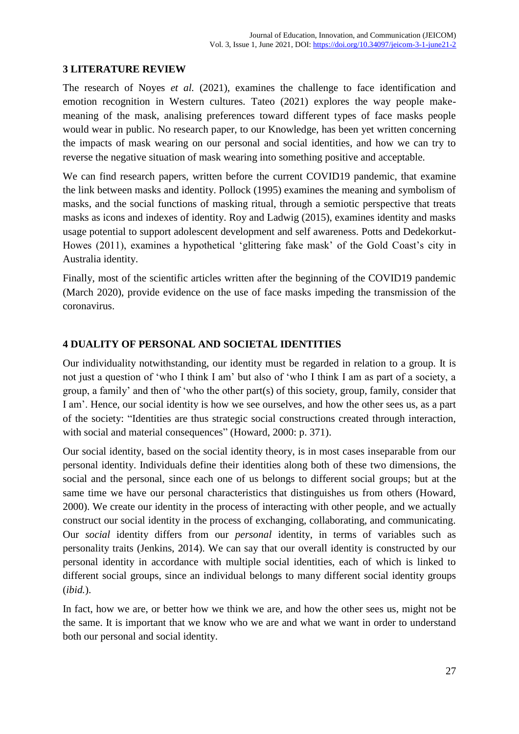## 3 LITERATURE REVIEW

The research of Noyes *et al.* (2021), examines the challenge to face identification and emotion recognition in Western cultures. Tateo (2021) explores the way people make-meaning of the mask, analising preferences toward different types of face masks people would wear in public. No research paper, to our Knowledge, has been yet written concerning the impacts of mask wearing on our personal and social identities, and how we can try to reverse the negative situation of mask wearing into something positive and acceptable.

We can find research papers, written before the current COVID19 pandemic, that examine the link between masks and identity. Pollock (1995) examines the meaning and symbolism of masks, and the social functions of masking ritual, through a semiotic perspective that treats masks as icons and indexes of identity. Roy and Ladwig (2015), examines identity and masks usage potential to support adolescent development and self awareness. Potts and Dedekorkut-Howes (2011), examines a hypothetical 'glittering fake mask' of the Gold Coast's city in Australia identity.

Finally, most of the scientific articles written after the beginning of the COVID19 pandemic (March 2020), provide evidence on the use of face masks impeding the transmission of the coronavirus.

## 4 DUALITY OF PERSONAL AND SOCIETAL IDENTITIES

Our individuality notwithstanding, our identity must be regarded in relation to a group. It is not just a question of 'who I think I am' but also of 'who I think I am as part of a society, a group, a family' and then of 'who the other part(s) of this society, group, family, consider that I am'. Hence, our social identity is how we see ourselves, and how the other sees us, as a part of the society: "Identities are thus strategic social constructions created through interaction, with social and material consequences" (Howard, 2000: p. 371).

Our social identity, based on the social identity theory, is in most cases inseparable from our personal identity. Individuals define their identities along both of these two dimensions, the social and the personal, since each one of us belongs to different social groups; but at the same time we have our personal characteristics that distinguishes us from others (Howard, 2000). We create our identity in the process of interacting with other people, and we actually construct our social identity in the process of exchanging, collaborating, and communicating. Our *social* identity differs from our *personal* identity, in terms of variables such as personality traits (Jenkins, 2014). We can say that our overall identity is constructed by our personal identity in accordance with multiple social identities, each of which is linked to different social groups, since an individual belongs to many different social identity groups (*ibid.*).

In fact, how we are, or better how we think we are, and how the other sees us, might not be the same. It is important that we know who we are and what we want in order to understand both our personal and social identity.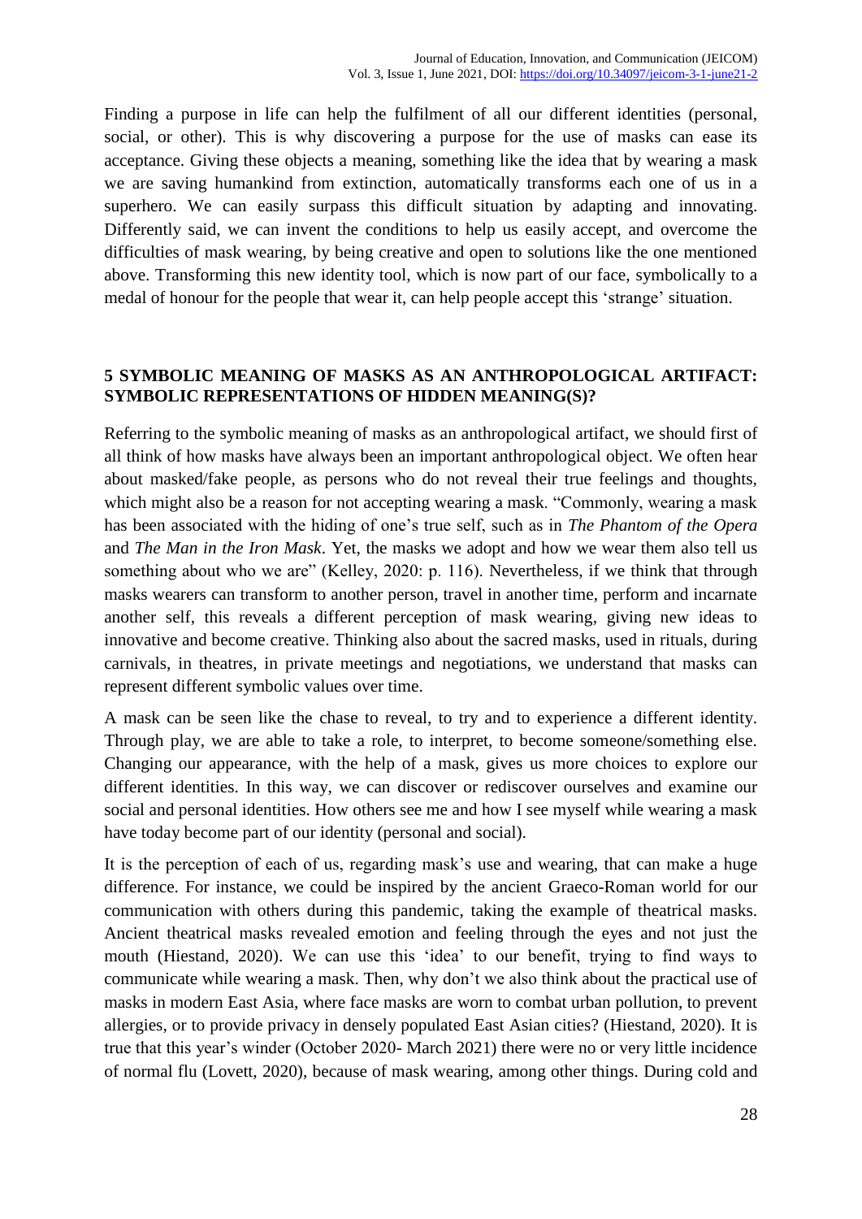Finding a purpose in life can help the fulfilment of all our different identities (personal, social, or other). This is why discovering a purpose for the use of masks can ease its acceptance. Giving these objects a meaning, something like the idea that by wearing a mask we are saving humankind from extinction, automatically transforms each one of us in a superhero. We can easily surpass this difficult situation by adapting and innovating. Differently said, we can invent the conditions to help us easily accept, and overcome the difficulties of mask wearing, by being creative and open to solutions like the one mentioned above. Transforming this new identity tool, which is now part of our face, symbolically to a medal of honour for the people that wear it, can help people accept this 'strange' situation.

## 5 SYMBOLIC MEANING OF MASKS AS AN ANTHROPOLOGICAL ARTIFACT: SYMBOLIC REPRESENTATIONS OF HIDDEN MEANING(S)?

Referring to the symbolic meaning of masks as an anthropological artifact, we should first of all think of how masks have always been an important anthropological object. We often hear about masked/fake people, as persons who do not reveal their true feelings and thoughts, which might also be a reason for not accepting wearing a mask. "Commonly, wearing a mask has been associated with the hiding of one's true self, such as in *The Phantom of the Opera* and *The Man in the Iron Mask*. Yet, the masks we adopt and how we wear them also tell us something about who we are" (Kelley, 2020: p. 116). Nevertheless, if we think that through masks wearers can transform to another person, travel in another time, perform and incarnate another self, this reveals a different perception of mask wearing, giving new ideas to innovative and become creative. Thinking also about the sacred masks, used in rituals, during carnivals, in theatres, in private meetings and negotiations, we understand that masks can represent different symbolic values over time.

A mask can be seen like the chase to reveal, to try and to experience a different identity. Through play, we are able to take a role, to interpret, to become someone/something else. Changing our appearance, with the help of a mask, gives us more choices to explore our different identities. In this way, we can discover or rediscover ourselves and examine our social and personal identities. How others see me and how I see myself while wearing a mask have today become part of our identity (personal and social).

It is the perception of each of us, regarding mask's use and wearing, that can make a huge difference. For instance, we could be inspired by the ancient Graeco-Roman world for our communication with others during this pandemic, taking the example of theatrical masks. Ancient theatrical masks revealed emotion and feeling through the eyes and not just the mouth (Hiestand, 2020). We can use this 'idea' to our benefit, trying to find ways to communicate while wearing a mask. Then, why don't we also think about the practical use of masks in modern East Asia, where face masks are worn to combat urban pollution, to prevent allergies, or to provide privacy in densely populated East Asian cities? (Hiestand, 2020). It is true that this year's winder (October 2020- March 2021) there were no or very little incidence of normal flu (Lovett, 2020), because of mask wearing, among other things. During cold and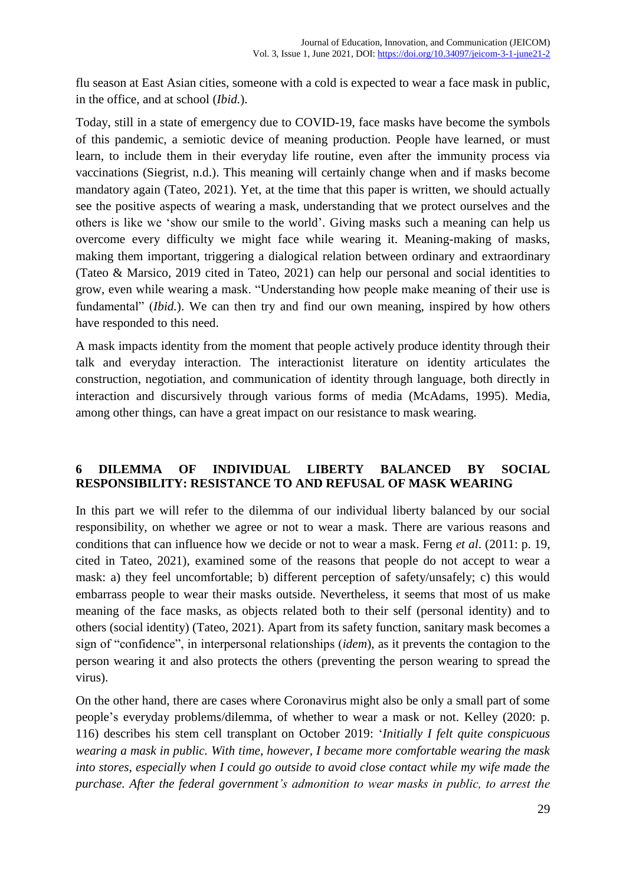flu season at East Asian cities, someone with a cold is expected to wear a face mask in public, in the office, and at school (*Ibid.*).

Today, still in a state of emergency due to COVID-19, face masks have become the symbols of this pandemic, a semiotic device of meaning production. People have learned, or must learn, to include them in their everyday life routine, even after the immunity process via vaccinations (Siegrist, n.d.). This meaning will certainly change when and if masks become mandatory again (Tateo, 2021). Yet, at the time that this paper is written, we should actually see the positive aspects of wearing a mask, understanding that we protect ourselves and the others is like we 'show our smile to the world'. Giving masks such a meaning can help us overcome every difficulty we might face while wearing it. Meaning-making of masks, making them important, triggering a dialogical relation between ordinary and extraordinary (Tateo & Marsico, 2019 cited in Tateo, 2021) can help our personal and social identities to grow, even while wearing a mask. "Understanding how people make meaning of their use is fundamental" (*Ibid.*). We can then try and find our own meaning, inspired by how others have responded to this need.

A mask impacts identity from the moment that people actively produce identity through their talk and everyday interaction. The interactionist literature on identity articulates the construction, negotiation, and communication of identity through language, both directly in interaction and discursively through various forms of media (McAdams, 1995). Media, among other things, can have a great impact on our resistance to mask wearing.

## 6 DILEMMA OF INDIVIDUAL LIBERTY BALANCED BY SOCIAL RESPONSIBILITY: RESISTANCE TO AND REFUSAL OF MASK WEARING

In this part we will refer to the dilemma of our individual liberty balanced by our social responsibility, on whether we agree or not to wear a mask. There are various reasons and conditions that can influence how we decide or not to wear a mask. Ferng *et al*. (2011: p. 19, cited in Tateo, 2021), examined some of the reasons that people do not accept to wear a mask: a) they feel uncomfortable; b) different perception of safety/unsafely; c) this would embarrass people to wear their masks outside. Nevertheless, it seems that most of us make meaning of the face masks, as objects related both to their self (personal identity) and to others (social identity) (Tateo, 2021). Apart from its safety function, sanitary mask becomes a sign of "confidence", in interpersonal relationships (*idem*), as it prevents the contagion to the person wearing it and also protects the others (preventing the person wearing to spread the virus).

On the other hand, there are cases where Coronavirus might also be only a small part of some people's everyday problems/dilemma, of whether to wear a mask or not. Kelley (2020: p. 116) describes his stem cell transplant on October 2019: '*Initially I felt quite conspicuous wearing a mask in public. With time, however, I became more comfortable wearing the mask into stores, especially when I could go outside to avoid close contact while my wife made the purchase. After the federal government's admonition to wear masks in public, to arrest the*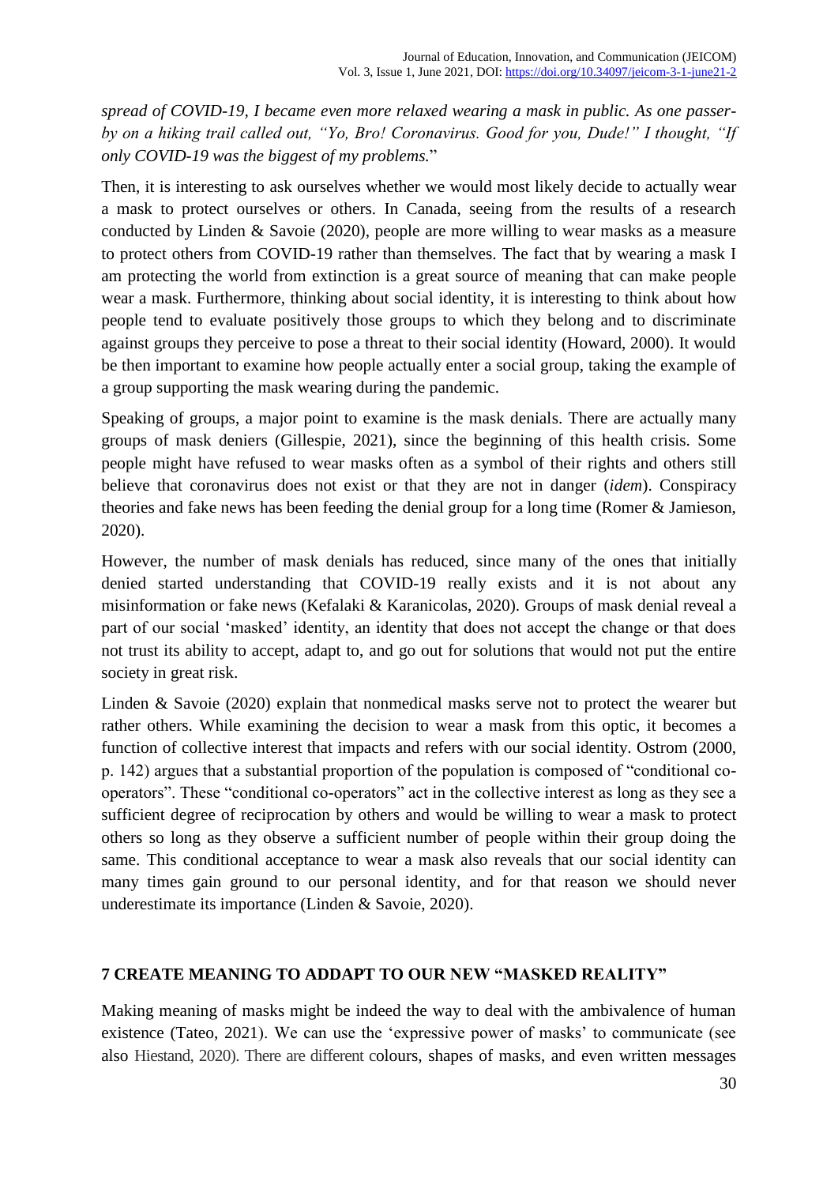*spread of COVID-19, I became even more relaxed wearing a mask in public. As one passer-by on a hiking trail called out, "Yo, Bro! Coronavirus. Good for you, Dude!" I thought, "If only COVID-19 was the biggest of my problems.*"

Then, it is interesting to ask ourselves whether we would most likely decide to actually wear a mask to protect ourselves or others. In Canada, seeing from the results of a research conducted by Linden & Savoie (2020), people are more willing to wear masks as a measure to protect others from COVID-19 rather than themselves. The fact that by wearing a mask I am protecting the world from extinction is a great source of meaning that can make people wear a mask. Furthermore, thinking about social identity, it is interesting to think about how people tend to evaluate positively those groups to which they belong and to discriminate against groups they perceive to pose a threat to their social identity (Howard, 2000). It would be then important to examine how people actually enter a social group, taking the example of a group supporting the mask wearing during the pandemic.

Speaking of groups, a major point to examine is the mask denials. There are actually many groups of mask deniers (Gillespie, 2021), since the beginning of this health crisis. Some people might have refused to wear masks often as a symbol of their rights and others still believe that coronavirus does not exist or that they are not in danger (*idem*). Conspiracy theories and fake news has been feeding the denial group for a long time (Romer & Jamieson, 2020).

However, the number of mask denials has reduced, since many of the ones that initially denied started understanding that COVID-19 really exists and it is not about any misinformation or fake news (Kefalaki & Karanicolas, 2020). Groups of mask denial reveal a part of our social 'masked' identity, an identity that does not accept the change or that does not trust its ability to accept, adapt to, and go out for solutions that would not put the entire society in great risk.

Linden & Savoie (2020) explain that nonmedical masks serve not to protect the wearer but rather others. While examining the decision to wear a mask from this optic, it becomes a function of collective interest that impacts and refers with our social identity. Ostrom (2000, p. 142) argues that a substantial proportion of the population is composed of "conditional co-operators". These "conditional co-operators" act in the collective interest as long as they see a sufficient degree of reciprocation by others and would be willing to wear a mask to protect others so long as they observe a sufficient number of people within their group doing the same. This conditional acceptance to wear a mask also reveals that our social identity can many times gain ground to our personal identity, and for that reason we should never underestimate its importance (Linden & Savoie, 2020).

## 7 CREATE MEANING TO ADDAPT TO OUR NEW "MASKED REALITY"

Making meaning of masks might be indeed the way to deal with the ambivalence of human existence (Tateo, 2021). We can use the 'expressive power of masks' to communicate (see also Hiestand, 2020). There are different colours, shapes of masks, and even written messages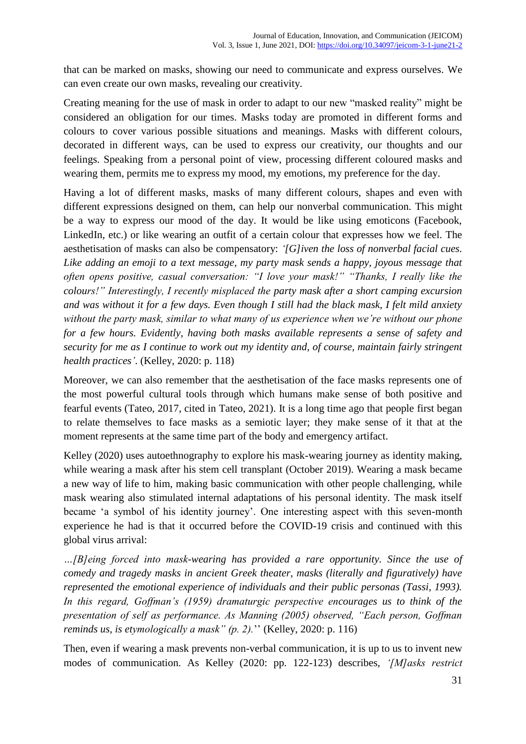that can be marked on masks, showing our need to communicate and express ourselves. We can even create our own masks, revealing our creativity.

Creating meaning for the use of mask in order to adapt to our new "masked reality" might be considered an obligation for our times. Masks today are promoted in different forms and colours to cover various possible situations and meanings. Masks with different colours, decorated in different ways, can be used to express our creativity, our thoughts and our feelings. Speaking from a personal point of view, processing different coloured masks and wearing them, permits me to express my mood, my emotions, my preference for the day.

Having a lot of different masks, masks of many different colours, shapes and even with different expressions designed on them, can help our nonverbal communication. This might be a way to express our mood of the day. It would be like using emoticons (Facebook, LinkedIn, etc.) or like wearing an outfit of a certain colour that expresses how we feel. The aesthetisation of masks can also be compensatory: *'[G]iven the loss of nonverbal facial cues. Like adding an emoji to a text message, my party mask sends a happy, joyous message that often opens positive, casual conversation: "I love your mask!" "Thanks, I really like the colours!" Interestingly, I recently misplaced the party mask after a short camping excursion and was without it for a few days. Even though I still had the black mask, I felt mild anxiety without the party mask, similar to what many of us experience when we're without our phone for a few hours. Evidently, having both masks available represents a sense of safety and security for me as I continue to work out my identity and, of course, maintain fairly stringent health practices'.* (Kelley, 2020: p. 118)

Moreover, we can also remember that the aesthetisation of the face masks represents one of the most powerful cultural tools through which humans make sense of both positive and fearful events (Tateo, 2017, cited in Tateo, 2021). It is a long time ago that people first began to relate themselves to face masks as a semiotic layer; they make sense of it that at the moment represents at the same time part of the body and emergency artifact.

Kelley (2020) uses autoethnography to explore his mask-wearing journey as identity making, while wearing a mask after his stem cell transplant (October 2019). Wearing a mask became a new way of life to him, making basic communication with other people challenging, while mask wearing also stimulated internal adaptations of his personal identity. The mask itself became 'a symbol of his identity journey'. One interesting aspect with this seven-month experience he had is that it occurred before the COVID-19 crisis and continued with this global virus arrival:

*…[B]eing forced into mask-wearing has provided a rare opportunity. Since the use of comedy and tragedy masks in ancient Greek theater, masks (literally and figuratively) have represented the emotional experience of individuals and their public personas (Tassi, 1993). In this regard, Goffman's (1959) dramaturgic perspective encourages us to think of the presentation of self as performance. As Manning (2005) observed, "Each person, Goffman reminds us, is etymologically a mask" (p. 2).*'' (Kelley, 2020: p. 116)

Then, even if wearing a mask prevents non-verbal communication, it is up to us to invent new modes of communication. As Kelley (2020: pp. 122-123) describes, *'[M]asks restrict*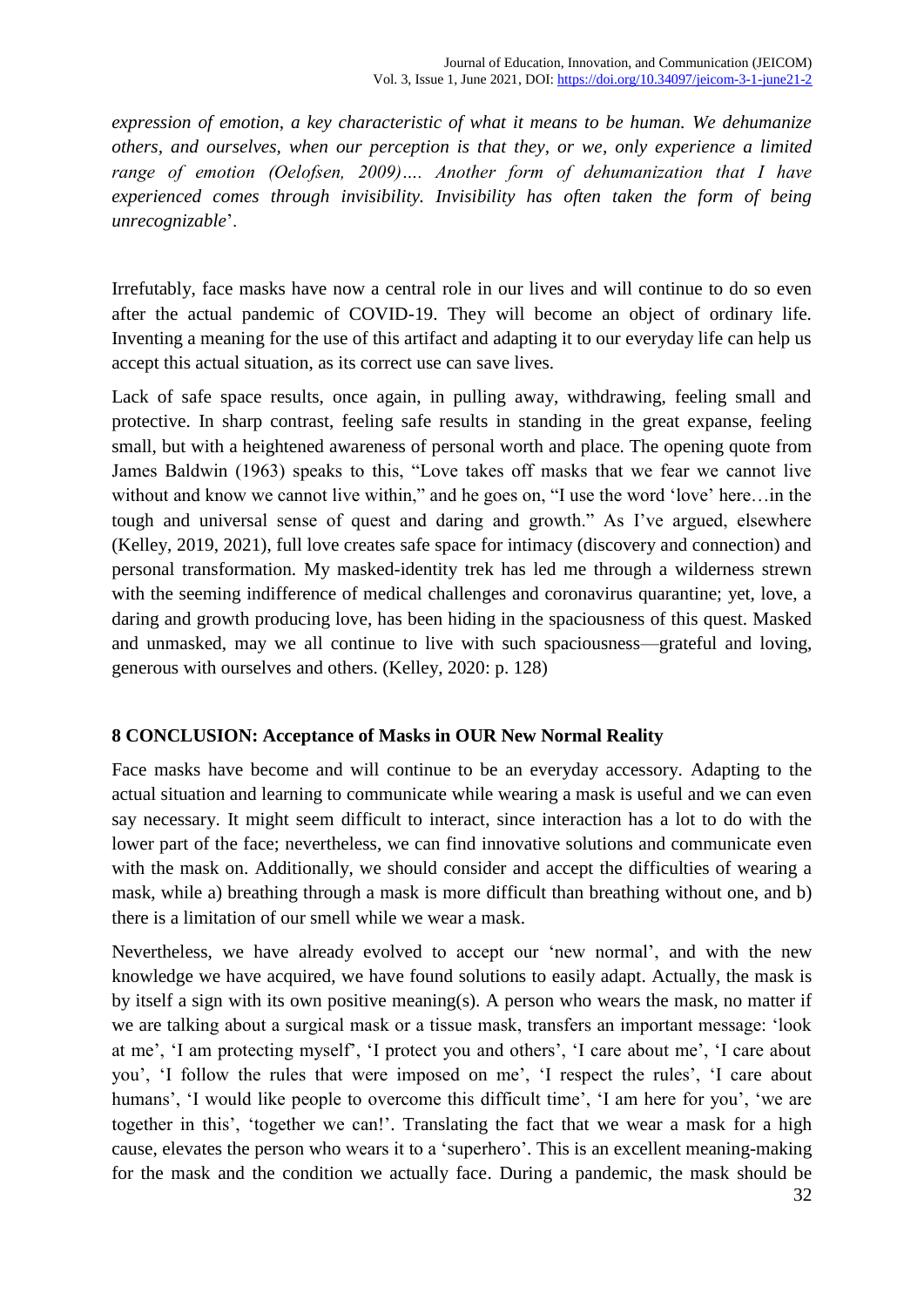*expression of emotion, a key characteristic of what it means to be human. We dehumanize others, and ourselves, when our perception is that they, or we, only experience a limited range of emotion (Oelofsen, 2009)…. Another form of dehumanization that I have experienced comes through invisibility. Invisibility has often taken the form of being unrecognizable*'.

Irrefutably, face masks have now a central role in our lives and will continue to do so even after the actual pandemic of COVID-19. They will become an object of ordinary life. Inventing a meaning for the use of this artifact and adapting it to our everyday life can help us accept this actual situation, as its correct use can save lives.

Lack of safe space results, once again, in pulling away, withdrawing, feeling small and protective. In sharp contrast, feeling safe results in standing in the great expanse, feeling small, but with a heightened awareness of personal worth and place. The opening quote from James Baldwin (1963) speaks to this, "Love takes off masks that we fear we cannot live without and know we cannot live within," and he goes on, "I use the word 'love' here…in the tough and universal sense of quest and daring and growth." As I've argued, elsewhere (Kelley, 2019, 2021), full love creates safe space for intimacy (discovery and connection) and personal transformation. My masked-identity trek has led me through a wilderness strewn with the seeming indifference of medical challenges and coronavirus quarantine; yet, love, a daring and growth producing love, has been hiding in the spaciousness of this quest. Masked and unmasked, may we all continue to live with such spaciousness—grateful and loving, generous with ourselves and others. (Kelley, 2020: p. 128)

## 8 CONCLUSION: Acceptance of Masks in OUR New Normal Reality

Face masks have become and will continue to be an everyday accessory. Adapting to the actual situation and learning to communicate while wearing a mask is useful and we can even say necessary. It might seem difficult to interact, since interaction has a lot to do with the lower part of the face; nevertheless, we can find innovative solutions and communicate even with the mask on. Additionally, we should consider and accept the difficulties of wearing a mask, while a) breathing through a mask is more difficult than breathing without one, and b) there is a limitation of our smell while we wear a mask.

Nevertheless, we have already evolved to accept our 'new normal', and with the new knowledge we have acquired, we have found solutions to easily adapt. Actually, the mask is by itself a sign with its own positive meaning(s). A person who wears the mask, no matter if we are talking about a surgical mask or a tissue mask, transfers an important message: 'look at me', 'I am protecting myself', 'I protect you and others', 'I care about me', 'I care about you', 'I follow the rules that were imposed on me', 'I respect the rules', 'I care about humans', 'I would like people to overcome this difficult time', 'I am here for you', 'we are together in this', 'together we can!'. Translating the fact that we wear a mask for a high cause, elevates the person who wears it to a 'superhero'. This is an excellent meaning-making for the mask and the condition we actually face. During a pandemic, the mask should be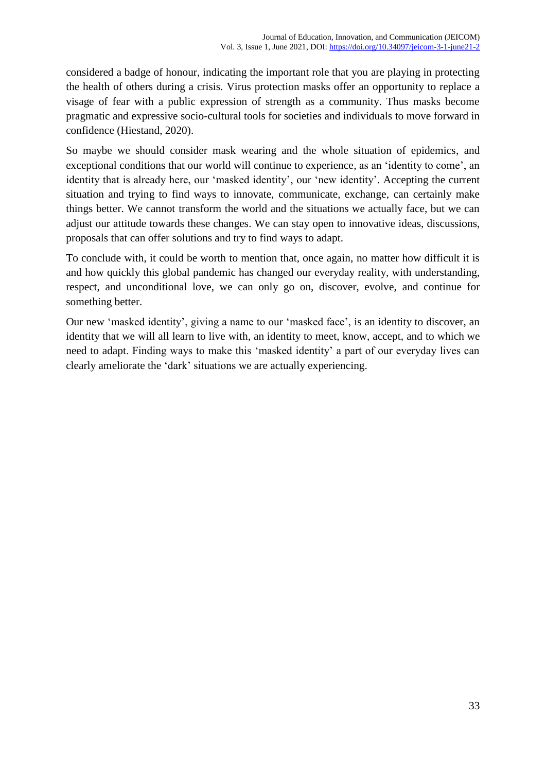considered a badge of honour, indicating the important role that you are playing in protecting the health of others during a crisis. Virus protection masks offer an opportunity to replace a visage of fear with a public expression of strength as a community. Thus masks become pragmatic and expressive socio-cultural tools for societies and individuals to move forward in confidence (Hiestand, 2020).

So maybe we should consider mask wearing and the whole situation of epidemics, and exceptional conditions that our world will continue to experience, as an 'identity to come', an identity that is already here, our 'masked identity', our 'new identity'. Accepting the current situation and trying to find ways to innovate, communicate, exchange, can certainly make things better. We cannot transform the world and the situations we actually face, but we can adjust our attitude towards these changes. We can stay open to innovative ideas, discussions, proposals that can offer solutions and try to find ways to adapt.

To conclude with, it could be worth to mention that, once again, no matter how difficult it is and how quickly this global pandemic has changed our everyday reality, with understanding, respect, and unconditional love, we can only go on, discover, evolve, and continue for something better.

Our new 'masked identity', giving a name to our 'masked face', is an identity to discover, an identity that we will all learn to live with, an identity to meet, know, accept, and to which we need to adapt. Finding ways to make this 'masked identity' a part of our everyday lives can clearly ameliorate the 'dark' situations we are actually experiencing.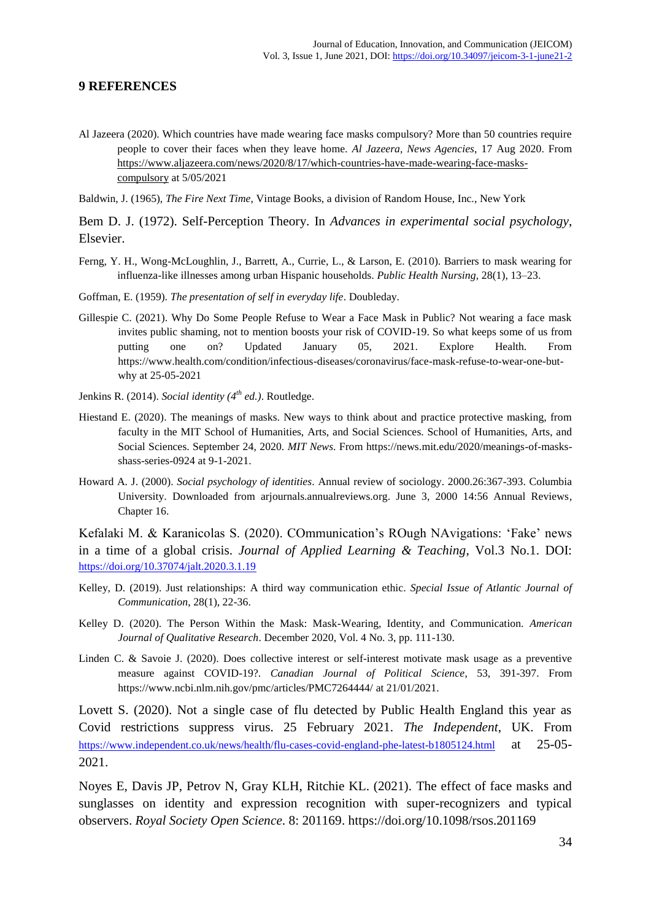## 9 REFERENCES

Al Jazeera (2020). Which countries have made wearing face masks compulsory? More than 50 countries require people to cover their faces when they leave home. *Al Jazeera, News Agencies*, 17 Aug 2020. From https://www.aljazeera.com/news/2020/8/17/which-countries-have-made-wearing-face-masks-compulsory at 5/05/2021

Baldwin, J. (1965), *The Fire Next Time*, Vintage Books, a division of Random House, Inc., New York

Bem D. J. (1972). Self-Perception Theory. In *Advances in experimental social psychology*, Elsevier.

Ferng, Y. H., Wong-McLoughlin, J., Barrett, A., Currie, L., & Larson, E. (2010). Barriers to mask wearing for influenza-like illnesses among urban Hispanic households. *Public Health Nursing*, 28(1), 13–23.

Goffman, E. (1959). *The presentation of self in everyday life*. Doubleday.

Gillespie C. (2021). Why Do Some People Refuse to Wear a Face Mask in Public? Not wearing a face mask invites public shaming, not to mention boosts your risk of COVID-19. So what keeps some of us from putting one on? Updated January 05, 2021. Explore Health. From https://www.health.com/condition/infectious-diseases/coronavirus/face-mask-refuse-to-wear-one-but-why at 25-05-2021

Jenkins R. (2014). *Social identity (4th ed.)*. Routledge.

Hiestand E. (2020). The meanings of masks. New ways to think about and practice protective masking, from faculty in the MIT School of Humanities, Arts, and Social Sciences. School of Humanities, Arts, and Social Sciences. September 24, 2020. *MIT News*. From https://news.mit.edu/2020/meanings-of-masks-shass-series-0924 at 9-1-2021.

Howard A. J. (2000). *Social psychology of identities*. Annual review of sociology. 2000.26:367-393. Columbia University. Downloaded from arjournals.annualreviews.org. June 3, 2000 14:56 Annual Reviews, Chapter 16.

Kefalaki M. & Karanicolas S. (2020). COmmunication's ROugh NAvigations: 'Fake' news in a time of a global crisis. *Journal of Applied Learning & Teaching*, Vol.3 No.1. DOI: https://doi.org/10.37074/jalt.2020.3.1.19

Kelley, D. (2019). Just relationships: A third way communication ethic. *Special Issue of Atlantic Journal of Communication*, 28(1), 22-36.

Kelley D. (2020). The Person Within the Mask: Mask-Wearing, Identity, and Communication. *American Journal of Qualitative Research*. December 2020, Vol. 4 No. 3, pp. 111-130.

Linden C. & Savoie J. (2020). Does collective interest or self-interest motivate mask usage as a preventive measure against COVID-19?. *Canadian Journal of Political Science*, 53, 391-397. From https://www.ncbi.nlm.nih.gov/pmc/articles/PMC7264444/ at 21/01/2021.

Lovett S. (2020). Not a single case of flu detected by Public Health England this year as Covid restrictions suppress virus. 25 February 2021. *The Independent*, UK. From https://www.independent.co.uk/news/health/flu-cases-covid-england-phe-latest-b1805124.html at 25-05-2021.

Noyes E, Davis JP, Petrov N, Gray KLH, Ritchie KL. (2021). The effect of face masks and sunglasses on identity and expression recognition with super-recognizers and typical observers. *Royal Society Open Science*. 8: 201169. https://doi.org/10.1098/rsos.201169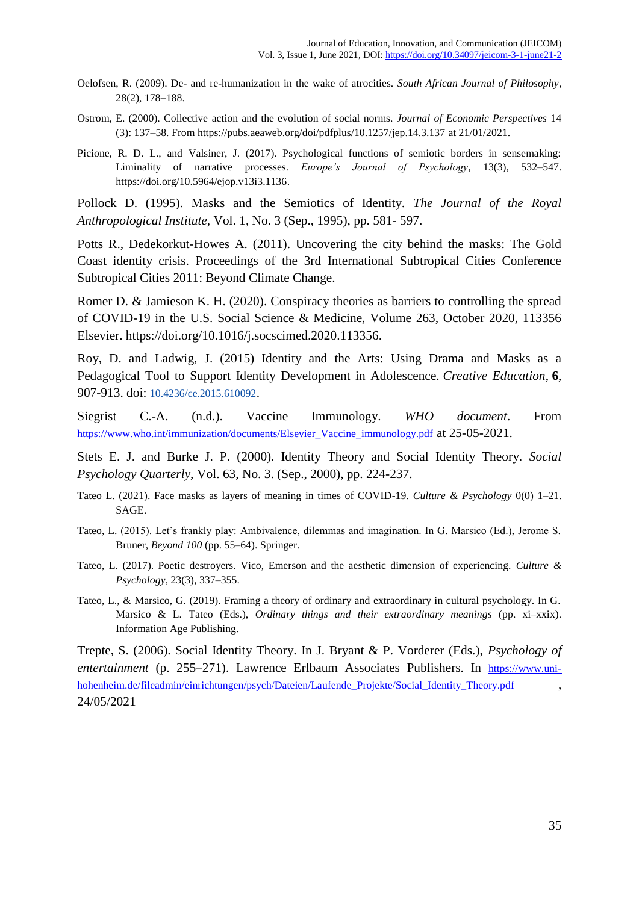Oelofsen, R. (2009). De- and re-humanization in the wake of atrocities. *South African Journal of Philosophy*, 28(2), 178–188.

Ostrom, E. (2000). Collective action and the evolution of social norms. *Journal of Economic Perspectives* 14 (3): 137–58. From https://pubs.aeaweb.org/doi/pdfplus/10.1257/jep.14.3.137 at 21/01/2021.

Picione, R. D. L., and Valsiner, J. (2017). Psychological functions of semiotic borders in sensemaking: Liminality of narrative processes. *Europe's Journal of Psychology*, 13(3), 532–547. https://doi.org/10.5964/ejop.v13i3.1136.

Pollock D. (1995). Masks and the Semiotics of Identity. *The Journal of the Royal Anthropological Institute*, Vol. 1, No. 3 (Sep., 1995), pp. 581- 597.

Potts R., Dedekorkut-Howes A. (2011). Uncovering the city behind the masks: The Gold Coast identity crisis. Proceedings of the 3rd International Subtropical Cities Conference Subtropical Cities 2011: Beyond Climate Change.

Romer D. & Jamieson K. H. (2020). Conspiracy theories as barriers to controlling the spread of COVID-19 in the U.S. Social Science & Medicine, Volume 263, October 2020, 113356 Elsevier. https://doi.org/10.1016/j.socscimed.2020.113356.

Roy, D. and Ladwig, J. (2015) Identity and the Arts: Using Drama and Masks as a Pedagogical Tool to Support Identity Development in Adolescence. *Creative Education*, **6**, 907-913. doi: 10.4236/ce.2015.610092.

Siegrist C.-A. (n.d.). Vaccine Immunology. *WHO document*. From https://www.who.int/immunization/documents/Elsevier_Vaccine_immunology.pdf at 25-05-2021.

Stets E. J. and Burke J. P. (2000). Identity Theory and Social Identity Theory. *Social Psychology Quarterly*, Vol. 63, No. 3. (Sep., 2000), pp. 224-237.

Tateo L. (2021). Face masks as layers of meaning in times of COVID-19. *Culture & Psychology* 0(0) 1–21. SAGE.

Tateo, L. (2015). Let's frankly play: Ambivalence, dilemmas and imagination. In G. Marsico (Ed.), Jerome S. Bruner, *Beyond 100* (pp. 55–64). Springer.

Tateo, L. (2017). Poetic destroyers. Vico, Emerson and the aesthetic dimension of experiencing. *Culture & Psychology*, 23(3), 337–355.

Tateo, L., & Marsico, G. (2019). Framing a theory of ordinary and extraordinary in cultural psychology. In G. Marsico & L. Tateo (Eds.), *Ordinary things and their extraordinary meanings* (pp. xi–xxix). Information Age Publishing.

Trepte, S. (2006). Social Identity Theory. In J. Bryant & P. Vorderer (Eds.), *Psychology of entertainment* (p. 255–271). Lawrence Erlbaum Associates Publishers. In https://www.uni-hohenheim.de/fileadmin/einrichtungen/psych/Dateien/Laufende_Projekte/Social_Identity_Theory.pdf , 24/05/2021